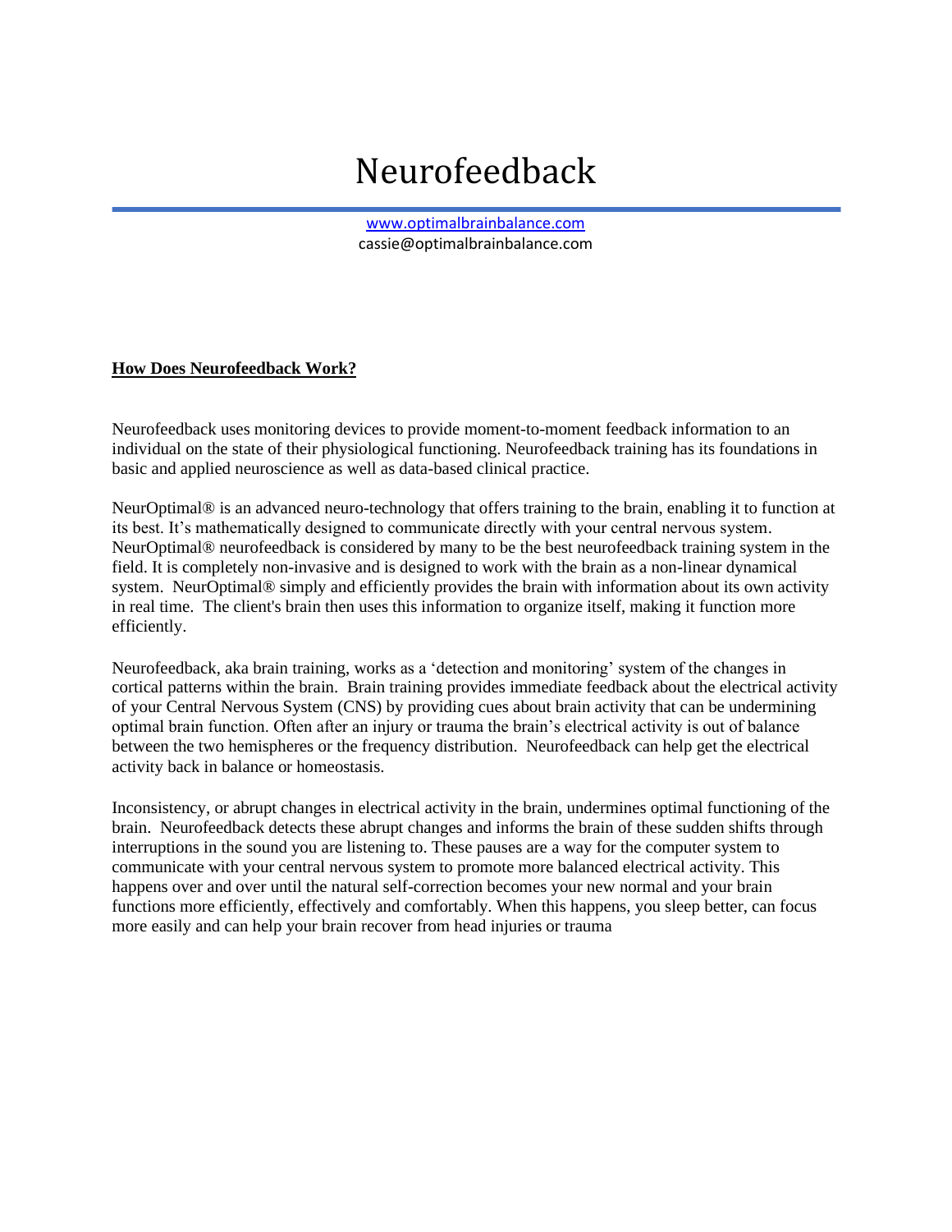# Neurofeedback

www.optimalbrainbalance.com
cassie@optimalbrainbalance.com

**How Does Neurofeedback Work?**

Neurofeedback uses monitoring devices to provide moment-to-moment feedback information to an individual on the state of their physiological functioning. Neurofeedback training has its foundations in basic and applied neuroscience as well as data-based clinical practice.

NeurOptimal® is an advanced neuro-technology that offers training to the brain, enabling it to function at its best. It's mathematically designed to communicate directly with your central nervous system. NeurOptimal® neurofeedback is considered by many to be the best neurofeedback training system in the field. It is completely non-invasive and is designed to work with the brain as a non-linear dynamical system. NeurOptimal® simply and efficiently provides the brain with information about its own activity in real time. The client's brain then uses this information to organize itself, making it function more efficiently.

Neurofeedback, aka brain training, works as a 'detection and monitoring' system of the changes in cortical patterns within the brain. Brain training provides immediate feedback about the electrical activity of your Central Nervous System (CNS) by providing cues about brain activity that can be undermining optimal brain function. Often after an injury or trauma the brain's electrical activity is out of balance between the two hemispheres or the frequency distribution. Neurofeedback can help get the electrical activity back in balance or homeostasis.

Inconsistency, or abrupt changes in electrical activity in the brain, undermines optimal functioning of the brain. Neurofeedback detects these abrupt changes and informs the brain of these sudden shifts through interruptions in the sound you are listening to. These pauses are a way for the computer system to communicate with your central nervous system to promote more balanced electrical activity. This happens over and over until the natural self-correction becomes your new normal and your brain functions more efficiently, effectively and comfortably. When this happens, you sleep better, can focus more easily and can help your brain recover from head injuries or trauma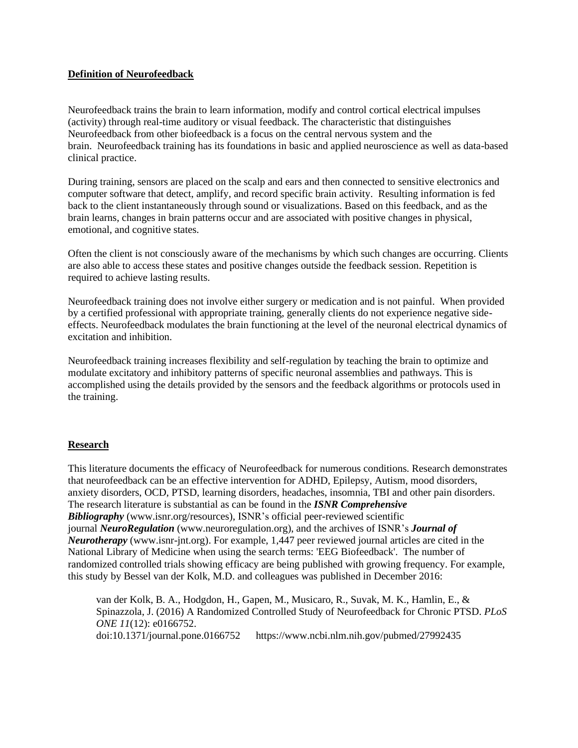## **Definition of Neurofeedback**

Neurofeedback trains the brain to learn information, modify and control cortical electrical impulses (activity) through real-time auditory or visual feedback. The characteristic that distinguishes Neurofeedback from other biofeedback is a focus on the central nervous system and the brain. Neurofeedback training has its foundations in basic and applied neuroscience as well as data-based clinical practice.

During training, sensors are placed on the scalp and ears and then connected to sensitive electronics and computer software that detect, amplify, and record specific brain activity. Resulting information is fed back to the client instantaneously through sound or visualizations. Based on this feedback, and as the brain learns, changes in brain patterns occur and are associated with positive changes in physical, emotional, and cognitive states.

Often the client is not consciously aware of the mechanisms by which such changes are occurring. Clients are also able to access these states and positive changes outside the feedback session. Repetition is required to achieve lasting results.

Neurofeedback training does not involve either surgery or medication and is not painful. When provided by a certified professional with appropriate training, generally clients do not experience negative side-effects. Neurofeedback modulates the brain functioning at the level of the neuronal electrical dynamics of excitation and inhibition.

Neurofeedback training increases flexibility and self-regulation by teaching the brain to optimize and modulate excitatory and inhibitory patterns of specific neuronal assemblies and pathways. This is accomplished using the details provided by the sensors and the feedback algorithms or protocols used in the training.

## **Research**

This literature documents the efficacy of Neurofeedback for numerous conditions. Research demonstrates that neurofeedback can be an effective intervention for ADHD, Epilepsy, Autism, mood disorders, anxiety disorders, OCD, PTSD, learning disorders, headaches, insomnia, TBI and other pain disorders. The research literature is substantial as can be found in the ***ISNR Comprehensive Bibliography*** (www.isnr.org/resources), ISNR's official peer-reviewed scientific journal ***NeuroRegulation*** (www.neuroregulation.org), and the archives of ISNR's ***Journal of Neurotherapy*** (www.isnr-jnt.org). For example, 1,447 peer reviewed journal articles are cited in the National Library of Medicine when using the search terms: 'EEG Biofeedback'. The number of randomized controlled trials showing efficacy are being published with growing frequency. For example, this study by Bessel van der Kolk, M.D. and colleagues was published in December 2016:

> van der Kolk, B. A., Hodgdon, H., Gapen, M., Musicaro, R., Suvak, M. K., Hamlin, E., & Spinazzola, J. (2016) A Randomized Controlled Study of Neurofeedback for Chronic PTSD. *PLoS ONE 11*(12): e0166752.
> doi:10.1371/journal.pone.0166752 https://www.ncbi.nlm.nih.gov/pubmed/27992435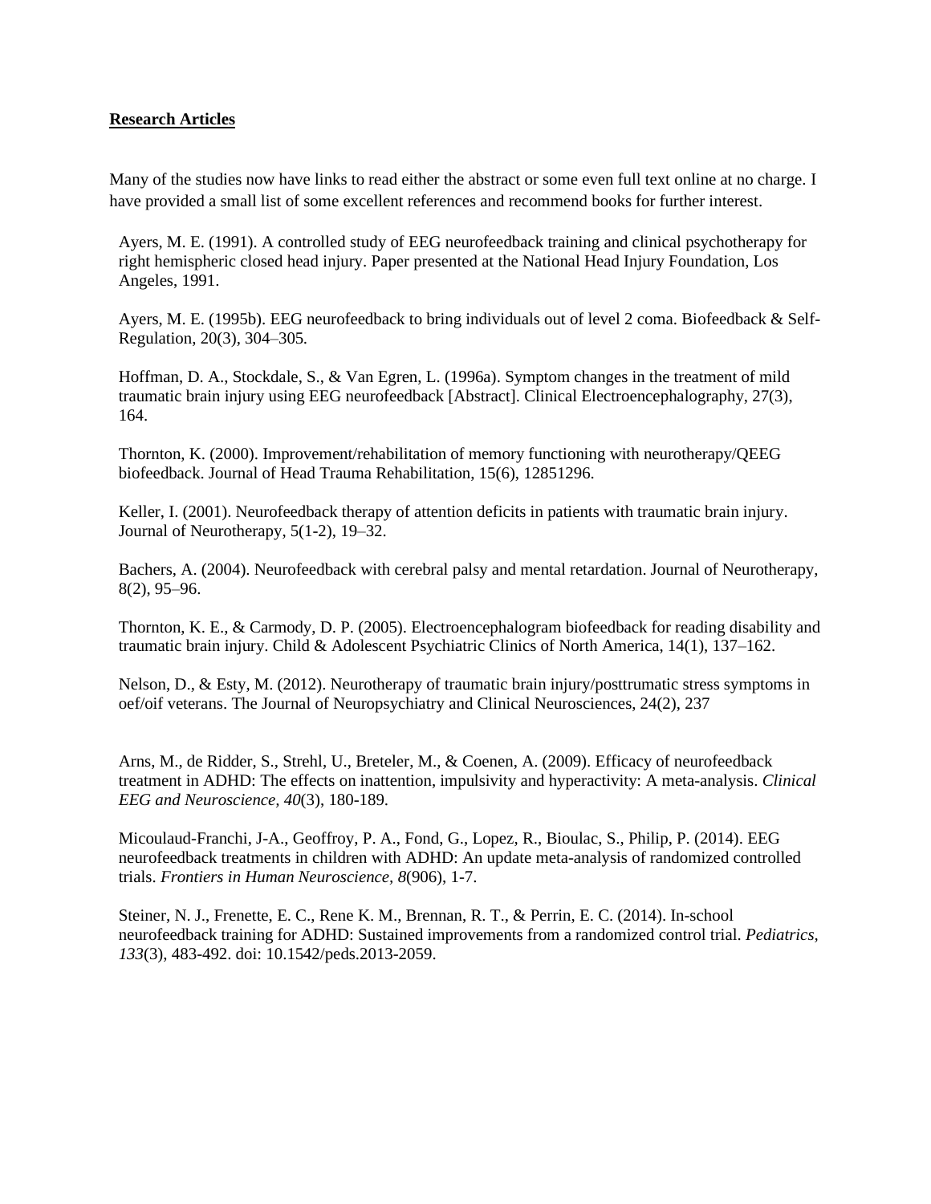**Research Articles**

Many of the studies now have links to read either the abstract or some even full text online at no charge. I have provided a small list of some excellent references and recommend books for further interest.

Ayers, M. E. (1991). A controlled study of EEG neurofeedback training and clinical psychotherapy for right hemispheric closed head injury. Paper presented at the National Head Injury Foundation, Los Angeles, 1991.

Ayers, M. E. (1995b). EEG neurofeedback to bring individuals out of level 2 coma. Biofeedback & Self-Regulation, 20(3), 304–305.

Hoffman, D. A., Stockdale, S., & Van Egren, L. (1996a). Symptom changes in the treatment of mild traumatic brain injury using EEG neurofeedback [Abstract]. Clinical Electroencephalography, 27(3), 164.

Thornton, K. (2000). Improvement/rehabilitation of memory functioning with neurotherapy/QEEG biofeedback. Journal of Head Trauma Rehabilitation, 15(6), 12851296.

Keller, I. (2001). Neurofeedback therapy of attention deficits in patients with traumatic brain injury. Journal of Neurotherapy, 5(1-2), 19–32.

Bachers, A. (2004). Neurofeedback with cerebral palsy and mental retardation. Journal of Neurotherapy, 8(2), 95–96.

Thornton, K. E., & Carmody, D. P. (2005). Electroencephalogram biofeedback for reading disability and traumatic brain injury. Child & Adolescent Psychiatric Clinics of North America, 14(1), 137–162.

Nelson, D., & Esty, M. (2012). Neurotherapy of traumatic brain injury/posttrumatic stress symptoms in oef/oif veterans. The Journal of Neuropsychiatry and Clinical Neurosciences, 24(2), 237

Arns, M., de Ridder, S., Strehl, U., Breteler, M., & Coenen, A. (2009). Efficacy of neurofeedback treatment in ADHD: The effects on inattention, impulsivity and hyperactivity: A meta-analysis. *Clinical EEG and Neuroscience, 40*(3), 180-189.

Micoulaud-Franchi, J-A., Geoffroy, P. A., Fond, G., Lopez, R., Bioulac, S., Philip, P. (2014). EEG neurofeedback treatments in children with ADHD: An update meta-analysis of randomized controlled trials. *Frontiers in Human Neuroscience, 8*(906), 1-7.

Steiner, N. J., Frenette, E. C., Rene K. M., Brennan, R. T., & Perrin, E. C. (2014). In-school neurofeedback training for ADHD: Sustained improvements from a randomized control trial. *Pediatrics, 133*(3), 483-492. doi: 10.1542/peds.2013-2059.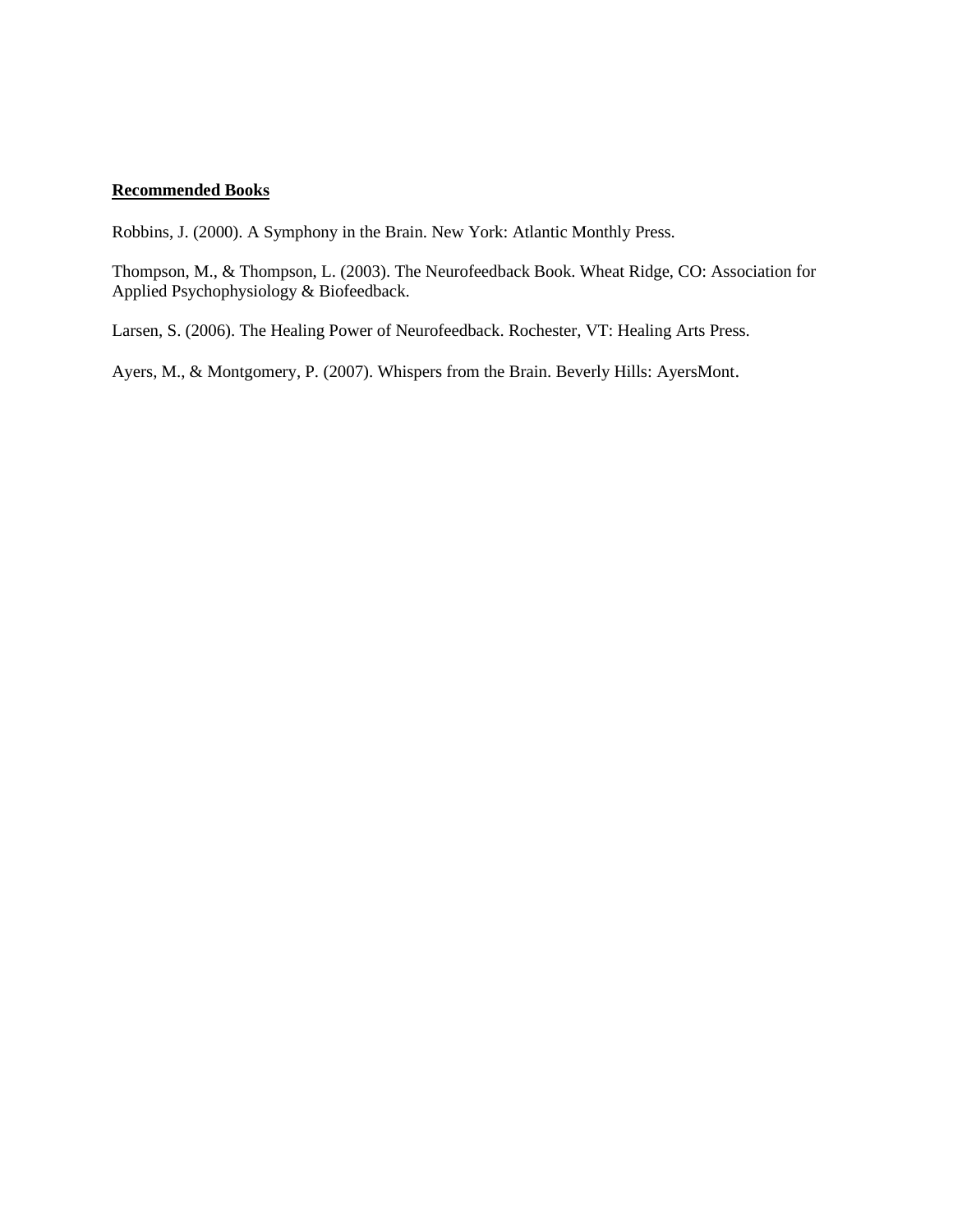**Recommended Books**

Robbins, J. (2000). A Symphony in the Brain. New York: Atlantic Monthly Press.

Thompson, M., & Thompson, L. (2003). The Neurofeedback Book. Wheat Ridge, CO: Association for Applied Psychophysiology & Biofeedback.

Larsen, S. (2006). The Healing Power of Neurofeedback. Rochester, VT: Healing Arts Press.

Ayers, M., & Montgomery, P. (2007). Whispers from the Brain. Beverly Hills: AyersMont.